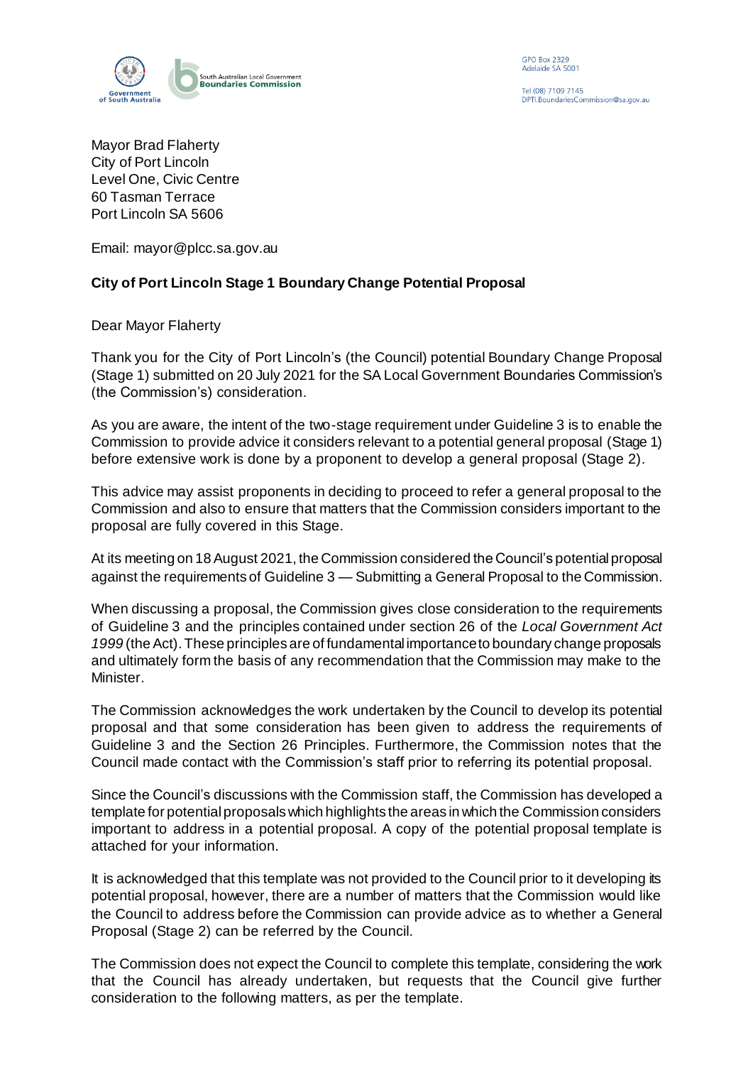GPO Box 2329
Adelaide SA 5001

Tel (08) 7109 7145
DPTI.BoundariesCommission@sa.gov.au

Mayor Brad Flaherty
City of Port Lincoln
Level One, Civic Centre
60 Tasman Terrace
Port Lincoln SA 5606

Email: mayor@plcc.sa.gov.au

**City of Port Lincoln Stage 1 Boundary Change Potential Proposal**

Dear Mayor Flaherty

Thank you for the City of Port Lincoln's (the Council) potential Boundary Change Proposal (Stage 1) submitted on 20 July 2021 for the SA Local Government Boundaries Commission's (the Commission's) consideration.

As you are aware, the intent of the two-stage requirement under Guideline 3 is to enable the Commission to provide advice it considers relevant to a potential general proposal (Stage 1) before extensive work is done by a proponent to develop a general proposal (Stage 2).

This advice may assist proponents in deciding to proceed to refer a general proposal to the Commission and also to ensure that matters that the Commission considers important to the proposal are fully covered in this Stage.

At its meeting on 18 August 2021, the Commission considered the Council's potential proposal against the requirements of Guideline 3 — Submitting a General Proposal to the Commission.

When discussing a proposal, the Commission gives close consideration to the requirements of Guideline 3 and the principles contained under section 26 of the *Local Government Act 1999* (the Act). These principles are of fundamental importance to boundary change proposals and ultimately form the basis of any recommendation that the Commission may make to the Minister.

The Commission acknowledges the work undertaken by the Council to develop its potential proposal and that some consideration has been given to address the requirements of Guideline 3 and the Section 26 Principles. Furthermore, the Commission notes that the Council made contact with the Commission's staff prior to referring its potential proposal.

Since the Council's discussions with the Commission staff, the Commission has developed a template for potential proposals which highlights the areas in which the Commission considers important to address in a potential proposal. A copy of the potential proposal template is attached for your information.

It is acknowledged that this template was not provided to the Council prior to it developing its potential proposal, however, there are a number of matters that the Commission would like the Council to address before the Commission can provide advice as to whether a General Proposal (Stage 2) can be referred by the Council.

The Commission does not expect the Council to complete this template, considering the work that the Council has already undertaken, but requests that the Council give further consideration to the following matters, as per the template.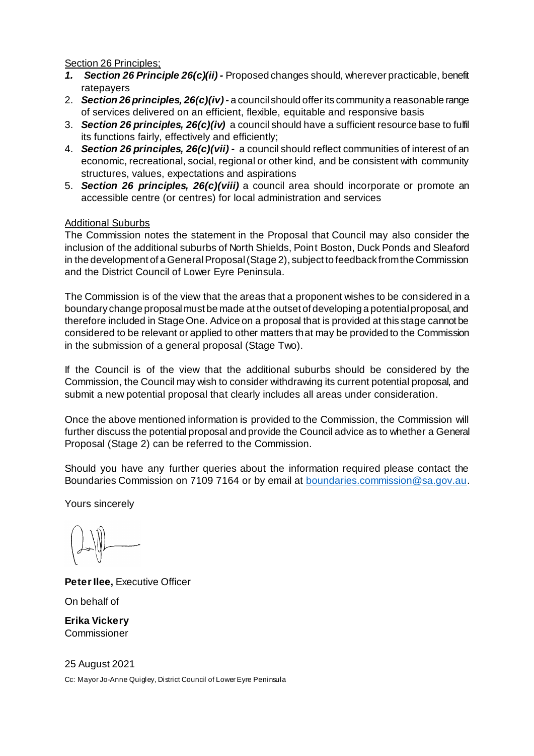Section 26 Principles;

1. ***Section 26 Principle 26(c)(ii) -*** Proposed changes should, wherever practicable, benefit ratepayers
2. ***Section 26 principles, 26(c)(iv) -*** a council should offer its community a reasonable range of services delivered on an efficient, flexible, equitable and responsive basis
3. ***Section 26 principles, 26(c)(iv)*** a council should have a sufficient resource base to fulfil its functions fairly, effectively and efficiently;
4. ***Section 26 principles, 26(c)(vii) -*** a council should reflect communities of interest of an economic, recreational, social, regional or other kind, and be consistent with community structures, values, expectations and aspirations
5. ***Section 26 principles, 26(c)(viii)*** a council area should incorporate or promote an accessible centre (or centres) for local administration and services

Additional Suburbs

The Commission notes the statement in the Proposal that Council may also consider the inclusion of the additional suburbs of North Shields, Point Boston, Duck Ponds and Sleaford in the development of a General Proposal (Stage 2), subject to feedback from the Commission and the District Council of Lower Eyre Peninsula.

The Commission is of the view that the areas that a proponent wishes to be considered in a boundary change proposal must be made at the outset of developing a potential proposal, and therefore included in Stage One. Advice on a proposal that is provided at this stage cannot be considered to be relevant or applied to other matters that may be provided to the Commission in the submission of a general proposal (Stage Two).

If the Council is of the view that the additional suburbs should be considered by the Commission, the Council may wish to consider withdrawing its current potential proposal, and submit a new potential proposal that clearly includes all areas under consideration.

Once the above mentioned information is provided to the Commission, the Commission will further discuss the potential proposal and provide the Council advice as to whether a General Proposal (Stage 2) can be referred to the Commission.

Should you have any further queries about the information required please contact the Boundaries Commission on 7109 7164 or by email at boundaries.commission@sa.gov.au.

Yours sincerely

**Peter Ilee,** Executive Officer

On behalf of

**Erika Vickery**
Commissioner

25 August 2021

Cc: Mayor Jo-Anne Quigley, District Council of Lower Eyre Peninsula